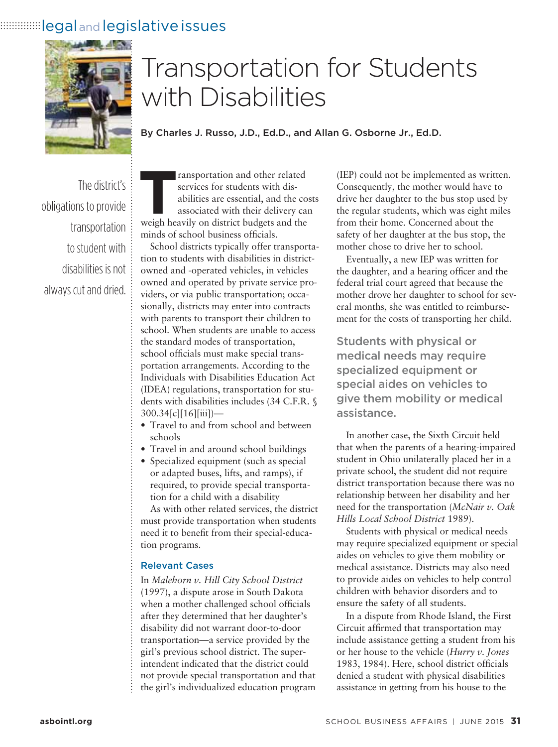legal and legislative issues

# Transportation for Students with Disabilities

By Charles J. Russo, J.D., Ed.D., and Allan G. Osborne Jr., Ed.D.

The district's obligations to provide transportation to student with disabilities is not always cut and dried.

Transportation and other related services for students with disabilities are essential, and the costs associated with their delivery can weigh heavily on district budgets and the minds of school business officials.

School districts typically offer transportation to students with disabilities in district-owned and -operated vehicles, in vehicles owned and operated by private service providers, or via public transportation; occasionally, districts may enter into contracts with parents to transport their children to school. When students are unable to access the standard modes of transportation, school officials must make special transportation arrangements. According to the Individuals with Disabilities Education Act (IDEA) regulations, transportation for students with disabilities includes (34 C.F.R. § 300.34[c][16][iii])—

- Travel to and from school and between schools
- Travel in and around school buildings
- Specialized equipment (such as special or adapted buses, lifts, and ramps), if required, to provide special transportation for a child with a disability

As with other related services, the district must provide transportation when students need it to benefit from their special-education programs.

## Relevant Cases

In *Malehorn v. Hill City School District* (1997), a dispute arose in South Dakota when a mother challenged school officials after they determined that her daughter's disability did not warrant door-to-door transportation—a service provided by the girl's previous school district. The superintendent indicated that the district could not provide special transportation and that the girl's individualized education program (IEP) could not be implemented as written. Consequently, the mother would have to drive her daughter to the bus stop used by the regular students, which was eight miles from their home. Concerned about the safety of her daughter at the bus stop, the mother chose to drive her to school.

Eventually, a new IEP was written for the daughter, and a hearing officer and the federal trial court agreed that because the mother drove her daughter to school for several months, she was entitled to reimbursement for the costs of transporting her child.

**Students with physical or medical needs may require specialized equipment or special aides on vehicles to give them mobility or medical assistance.**

In another case, the Sixth Circuit held that when the parents of a hearing-impaired student in Ohio unilaterally placed her in a private school, the student did not require district transportation because there was no relationship between her disability and her need for the transportation (*McNair v. Oak Hills Local School District* 1989).

Students with physical or medical needs may require specialized equipment or special aides on vehicles to give them mobility or medical assistance. Districts may also need to provide aides on vehicles to help control children with behavior disorders and to ensure the safety of all students.

In a dispute from Rhode Island, the First Circuit affirmed that transportation may include assistance getting a student from his or her house to the vehicle (*Hurry v. Jones* 1983, 1984). Here, school district officials denied a student with physical disabilities assistance in getting from his house to the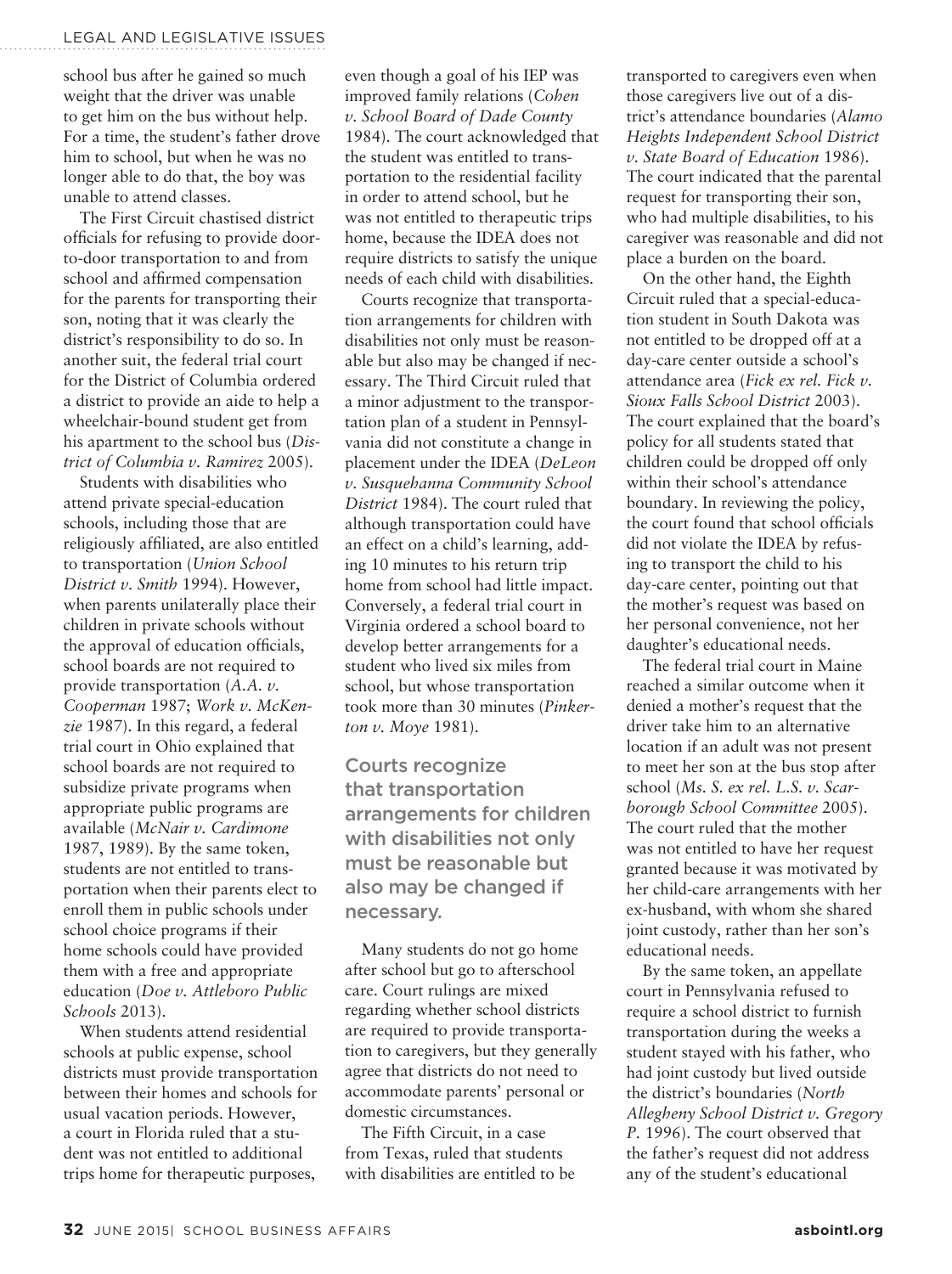school bus after he gained so much weight that the driver was unable to get him on the bus without help. For a time, the student's father drove him to school, but when he was no longer able to do that, the boy was unable to attend classes.

The First Circuit chastised district officials for refusing to provide door-to-door transportation to and from school and affirmed compensation for the parents for transporting their son, noting that it was clearly the district's responsibility to do so. In another suit, the federal trial court for the District of Columbia ordered a district to provide an aide to help a wheelchair-bound student get from his apartment to the school bus (*District of Columbia v. Ramirez* 2005).

Students with disabilities who attend private special-education schools, including those that are religiously affiliated, are also entitled to transportation (*Union School District v. Smith* 1994). However, when parents unilaterally place their children in private schools without the approval of education officials, school boards are not required to provide transportation (*A.A. v. Cooperman* 1987; *Work v. McKenzie* 1987). In this regard, a federal trial court in Ohio explained that school boards are not required to subsidize private programs when appropriate public programs are available (*McNair v. Cardimone* 1987, 1989). By the same token, students are not entitled to transportation when their parents elect to enroll them in public schools under school choice programs if their home schools could have provided them with a free and appropriate education (*Doe v. Attleboro Public Schools* 2013).

When students attend residential schools at public expense, school districts must provide transportation between their homes and schools for usual vacation periods. However, a court in Florida ruled that a student was not entitled to additional trips home for therapeutic purposes, even though a goal of his IEP was improved family relations (*Cohen v. School Board of Dade County* 1984). The court acknowledged that the student was entitled to transportation to the residential facility in order to attend school, but he was not entitled to therapeutic trips home, because the IDEA does not require districts to satisfy the unique needs of each child with disabilities.

Courts recognize that transportation arrangements for children with disabilities not only must be reasonable but also may be changed if necessary. The Third Circuit ruled that a minor adjustment to the transportation plan of a student in Pennsylvania did not constitute a change in placement under the IDEA (*DeLeon v. Susquehanna Community School District* 1984). The court ruled that although transportation could have an effect on a child's learning, adding 10 minutes to his return trip home from school had little impact. Conversely, a federal trial court in Virginia ordered a school board to develop better arrangements for a student who lived six miles from school, but whose transportation took more than 30 minutes (*Pinkerton v. Moye* 1981).

> Courts recognize that transportation arrangements for children with disabilities not only must be reasonable but also may be changed if necessary.

Many students do not go home after school but go to afterschool care. Court rulings are mixed regarding whether school districts are required to provide transportation to caregivers, but they generally agree that districts do not need to accommodate parents' personal or domestic circumstances.

The Fifth Circuit, in a case from Texas, ruled that students with disabilities are entitled to be transported to caregivers even when those caregivers live out of a district's attendance boundaries (*Alamo Heights Independent School District v. State Board of Education* 1986). The court indicated that the parental request for transporting their son, who had multiple disabilities, to his caregiver was reasonable and did not place a burden on the board.

On the other hand, the Eighth Circuit ruled that a special-education student in South Dakota was not entitled to be dropped off at a day-care center outside a school's attendance area (*Fick ex rel. Fick v. Sioux Falls School District* 2003). The court explained that the board's policy for all students stated that children could be dropped off only within their school's attendance boundary. In reviewing the policy, the court found that school officials did not violate the IDEA by refusing to transport the child to his day-care center, pointing out that the mother's request was based on her personal convenience, not her daughter's educational needs.

The federal trial court in Maine reached a similar outcome when it denied a mother's request that the driver take him to an alternative location if an adult was not present to meet her son at the bus stop after school (*Ms. S. ex rel. L.S. v. Scarborough School Committee* 2005). The court ruled that the mother was not entitled to have her request granted because it was motivated by her child-care arrangements with her ex-husband, with whom she shared joint custody, rather than her son's educational needs.

By the same token, an appellate court in Pennsylvania refused to require a school district to furnish transportation during the weeks a student stayed with his father, who had joint custody but lived outside the district's boundaries (*North Allegheny School District v. Gregory P.* 1996). The court observed that the father's request did not address any of the student's educational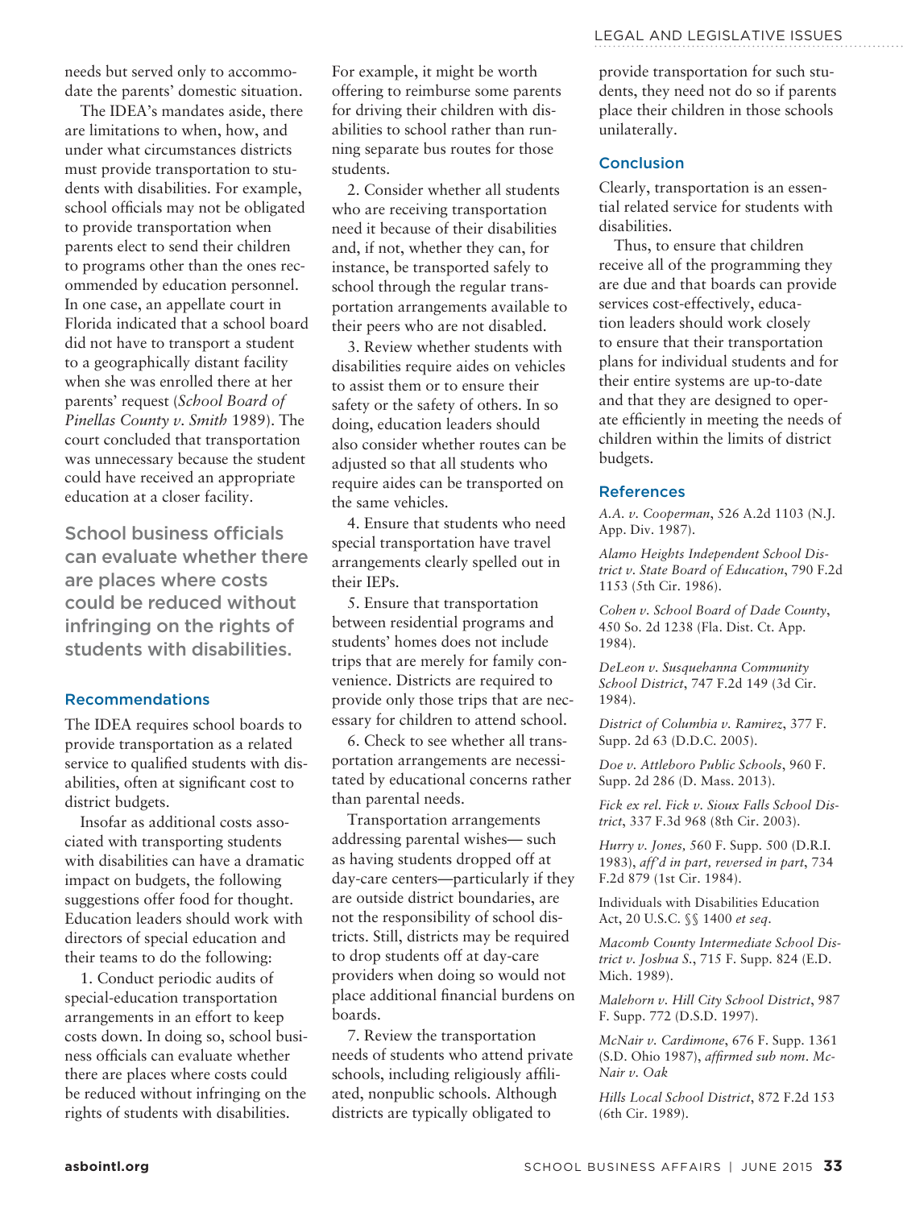needs but served only to accommodate the parents' domestic situation.

The IDEA's mandates aside, there are limitations to when, how, and under what circumstances districts must provide transportation to students with disabilities. For example, school officials may not be obligated to provide transportation when parents elect to send their children to programs other than the ones recommended by education personnel. In one case, an appellate court in Florida indicated that a school board did not have to transport a student to a geographically distant facility when she was enrolled there at her parents' request (*School Board of Pinellas County v. Smith* 1989). The court concluded that transportation was unnecessary because the student could have received an appropriate education at a closer facility.

**School business officials can evaluate whether there are places where costs could be reduced without infringing on the rights of students with disabilities.**

### Recommendations

The IDEA requires school boards to provide transportation as a related service to qualified students with disabilities, often at significant cost to district budgets.

Insofar as additional costs associated with transporting students with disabilities can have a dramatic impact on budgets, the following suggestions offer food for thought. Education leaders should work with directors of special education and their teams to do the following:

1. Conduct periodic audits of special-education transportation arrangements in an effort to keep costs down. In doing so, school business officials can evaluate whether there are places where costs could be reduced without infringing on the rights of students with disabilities. For example, it might be worth offering to reimburse some parents for driving their children with disabilities to school rather than running separate bus routes for those students.

2. Consider whether all students who are receiving transportation need it because of their disabilities and, if not, whether they can, for instance, be transported safely to school through the regular transportation arrangements available to their peers who are not disabled.

3. Review whether students with disabilities require aides on vehicles to assist them or to ensure their safety or the safety of others. In so doing, education leaders should also consider whether routes can be adjusted so that all students who require aides can be transported on the same vehicles.

4. Ensure that students who need special transportation have travel arrangements clearly spelled out in their IEPs.

5. Ensure that transportation between residential programs and students' homes does not include trips that are merely for family convenience. Districts are required to provide only those trips that are necessary for children to attend school.

6. Check to see whether all transportation arrangements are necessitated by educational concerns rather than parental needs.

Transportation arrangements addressing parental wishes— such as having students dropped off at day-care centers—particularly if they are outside district boundaries, are not the responsibility of school districts. Still, districts may be required to drop students off at day-care providers when doing so would not place additional financial burdens on boards.

7. Review the transportation needs of students who attend private schools, including religiously affiliated, nonpublic schools. Although districts are typically obligated to provide transportation for such students, they need not do so if parents place their children in those schools unilaterally.

### Conclusion

Clearly, transportation is an essential related service for students with disabilities.

Thus, to ensure that children receive all of the programming they are due and that boards can provide services cost-effectively, education leaders should work closely to ensure that their transportation plans for individual students and for their entire systems are up-to-date and that they are designed to operate efficiently in meeting the needs of children within the limits of district budgets.

### References

*A.A. v. Cooperman*, 526 A.2d 1103 (N.J. App. Div. 1987).

*Alamo Heights Independent School District v. State Board of Education*, 790 F.2d 1153 (5th Cir. 1986).

*Cohen v. School Board of Dade County*, 450 So. 2d 1238 (Fla. Dist. Ct. App. 1984).

*DeLeon v. Susquehanna Community School District*, 747 F.2d 149 (3d Cir. 1984).

*District of Columbia v. Ramirez*, 377 F. Supp. 2d 63 (D.D.C. 2005).

*Doe v. Attleboro Public Schools*, 960 F. Supp. 2d 286 (D. Mass. 2013).

*Fick ex rel. Fick v. Sioux Falls School District*, 337 F.3d 968 (8th Cir. 2003).

*Hurry v. Jones,* 560 F. Supp. 500 (D.R.I. 1983), *aff'd in part, reversed in part*, 734 F.2d 879 (1st Cir. 1984).

Individuals with Disabilities Education Act, 20 U.S.C. §§ 1400 *et seq*.

*Macomb County Intermediate School District v. Joshua S.*, 715 F. Supp. 824 (E.D. Mich. 1989).

*Malehorn v. Hill City School District*, 987 F. Supp. 772 (D.S.D. 1997).

*McNair v. Cardimone*, 676 F. Supp. 1361 (S.D. Ohio 1987), *affirmed sub nom. McNair v. Oak*

*Hills Local School District*, 872 F.2d 153 (6th Cir. 1989).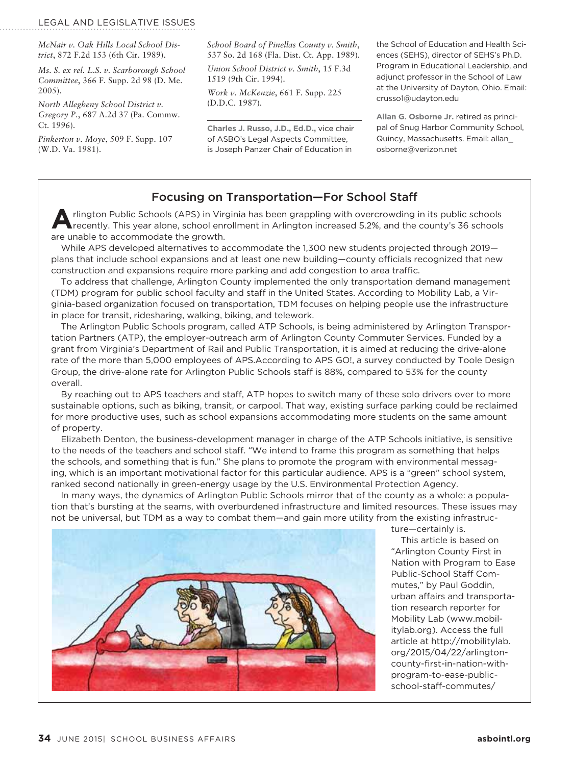*McNair v. Oak Hills Local School District*, 872 F.2d 153 (6th Cir. 1989).

*Ms. S. ex rel. L.S. v. Scarborough School Committee*, 366 F. Supp. 2d 98 (D. Me. 2005).

*North Allegheny School District v. Gregory P.*, 687 A.2d 37 (Pa. Commw. Ct. 1996).

*Pinkerton v. Moye*, 509 F. Supp. 107 (W.D. Va. 1981).

*School Board of Pinellas County v. Smith*, 537 So. 2d 168 (Fla. Dist. Ct. App. 1989).

*Union School District v. Smith*, 15 F.3d 1519 (9th Cir. 1994).

*Work v. McKenzie*, 661 F. Supp. 225 (D.D.C. 1987).

---

**Charles J. Russo, J.D., Ed.D.,** vice chair of ASBO's Legal Aspects Committee, is Joseph Panzer Chair of Education in the School of Education and Health Sciences (SEHS), director of SEHS's Ph.D. Program in Educational Leadership, and adjunct professor in the School of Law at the University of Dayton, Ohio. Email: crusso1@udayton.edu

**Allan G. Osborne Jr.** retired as principal of Snug Harbor Community School, Quincy, Massachusetts. Email: allan_osborne@verizon.net

## Focusing on Transportation—For School Staff

Arlington Public Schools (APS) in Virginia has been grappling with overcrowding in its public schools recently. This year alone, school enrollment in Arlington increased 5.2%, and the county's 36 schools are unable to accommodate the growth.

While APS developed alternatives to accommodate the 1,300 new students projected through 2019—plans that include school expansions and at least one new building—county officials recognized that new construction and expansions require more parking and add congestion to area traffic.

To address that challenge, Arlington County implemented the only transportation demand management (TDM) program for public school faculty and staff in the United States. According to Mobility Lab, a Virginia-based organization focused on transportation, TDM focuses on helping people use the infrastructure in place for transit, ridesharing, walking, biking, and telework.

The Arlington Public Schools program, called ATP Schools, is being administered by Arlington Transportation Partners (ATP), the employer-outreach arm of Arlington County Commuter Services. Funded by a grant from Virginia's Department of Rail and Public Transportation, it is aimed at reducing the drive-alone rate of the more than 5,000 employees of APS.According to APS GO!, a survey conducted by Toole Design Group, the drive-alone rate for Arlington Public Schools staff is 88%, compared to 53% for the county overall.

By reaching out to APS teachers and staff, ATP hopes to switch many of these solo drivers over to more sustainable options, such as biking, transit, or carpool. That way, existing surface parking could be reclaimed for more productive uses, such as school expansions accommodating more students on the same amount of property.

Elizabeth Denton, the business-development manager in charge of the ATP Schools initiative, is sensitive to the needs of the teachers and school staff. "We intend to frame this program as something that helps the schools, and something that is fun." She plans to promote the program with environmental messaging, which is an important motivational factor for this particular audience. APS is a "green" school system, ranked second nationally in green-energy usage by the U.S. Environmental Protection Agency.

In many ways, the dynamics of Arlington Public Schools mirror that of the county as a whole: a population that's bursting at the seams, with overburdened infrastructure and limited resources. These issues may not be universal, but TDM as a way to combat them—and gain more utility from the existing infrastructure—certainly is.

This article is based on "Arlington County First in Nation with Program to Ease Public-School Staff Commutes," by Paul Goddin, urban affairs and transportation research reporter for Mobility Lab (www.mobilitylab.org). Access the full article at http://mobilitylab.org/2015/04/22/arlington-county-first-in-nation-with-program-to-ease-public-school-staff-commutes/